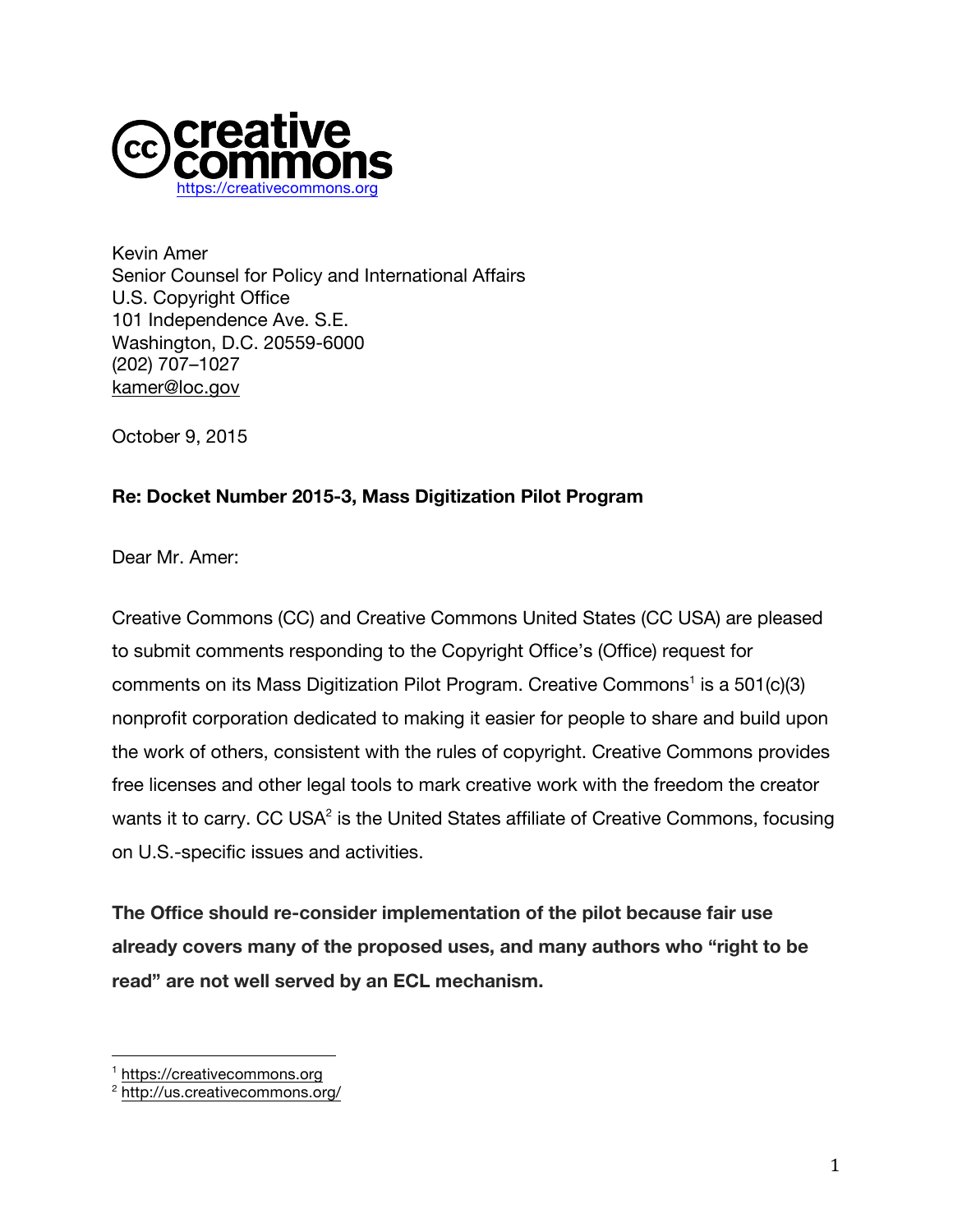https://creativecommons.org

Kevin Amer
Senior Counsel for Policy and International Affairs
U.S. Copyright Office
101 Independence Ave. S.E.
Washington, D.C. 20559-6000
(202) 707–1027
kamer@loc.gov

October 9, 2015

**Re: Docket Number 2015-3, Mass Digitization Pilot Program**

Dear Mr. Amer:

Creative Commons (CC) and Creative Commons United States (CC USA) are pleased to submit comments responding to the Copyright Office's (Office) request for comments on its Mass Digitization Pilot Program. Creative Commons[1] is a 501(c)(3) nonprofit corporation dedicated to making it easier for people to share and build upon the work of others, consistent with the rules of copyright. Creative Commons provides free licenses and other legal tools to mark creative work with the freedom the creator wants it to carry. CC USA[2] is the United States affiliate of Creative Commons, focusing on U.S.-specific issues and activities.

**The Office should re-consider implementation of the pilot because fair use already covers many of the proposed uses, and many authors who "right to be read" are not well served by an ECL mechanism.**

[1] https://creativecommons.org

[2] http://us.creativecommons.org/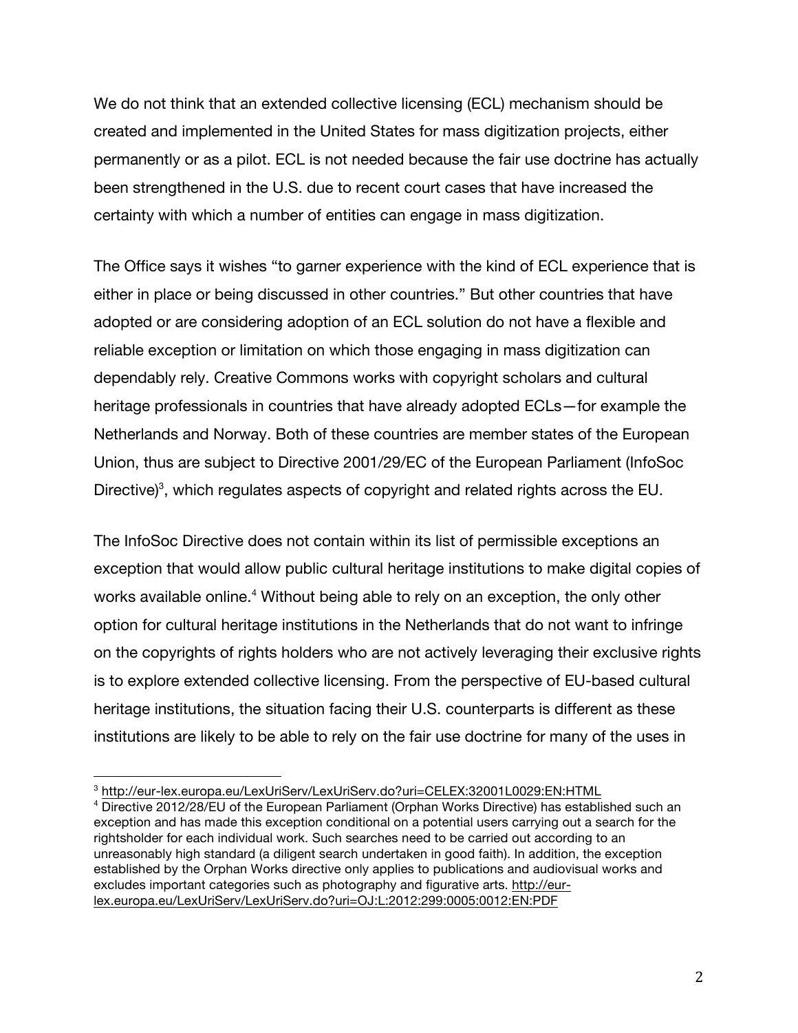We do not think that an extended collective licensing (ECL) mechanism should be created and implemented in the United States for mass digitization projects, either permanently or as a pilot. ECL is not needed because the fair use doctrine has actually been strengthened in the U.S. due to recent court cases that have increased the certainty with which a number of entities can engage in mass digitization.

The Office says it wishes "to garner experience with the kind of ECL experience that is either in place or being discussed in other countries." But other countries that have adopted or are considering adoption of an ECL solution do not have a flexible and reliable exception or limitation on which those engaging in mass digitization can dependably rely. Creative Commons works with copyright scholars and cultural heritage professionals in countries that have already adopted ECLs—for example the Netherlands and Norway. Both of these countries are member states of the European Union, thus are subject to Directive 2001/29/EC of the European Parliament (InfoSoc Directive)[3], which regulates aspects of copyright and related rights across the EU.

The InfoSoc Directive does not contain within its list of permissible exceptions an exception that would allow public cultural heritage institutions to make digital copies of works available online.[4] Without being able to rely on an exception, the only other option for cultural heritage institutions in the Netherlands that do not want to infringe on the copyrights of rights holders who are not actively leveraging their exclusive rights is to explore extended collective licensing. From the perspective of EU-based cultural heritage institutions, the situation facing their U.S. counterparts is different as these institutions are likely to be able to rely on the fair use doctrine for many of the uses in

---

[3] http://eur-lex.europa.eu/LexUriServ/LexUriServ.do?uri=CELEX:32001L0029:EN:HTML

[4] Directive 2012/28/EU of the European Parliament (Orphan Works Directive) has established such an exception and has made this exception conditional on a potential users carrying out a search for the rightsholder for each individual work. Such searches need to be carried out according to an unreasonably high standard (a diligent search undertaken in good faith). In addition, the exception established by the Orphan Works directive only applies to publications and audiovisual works and excludes important categories such as photography and figurative arts. http://eur-lex.europa.eu/LexUriServ/LexUriServ.do?uri=OJ:L:2012:299:0005:0012:EN:PDF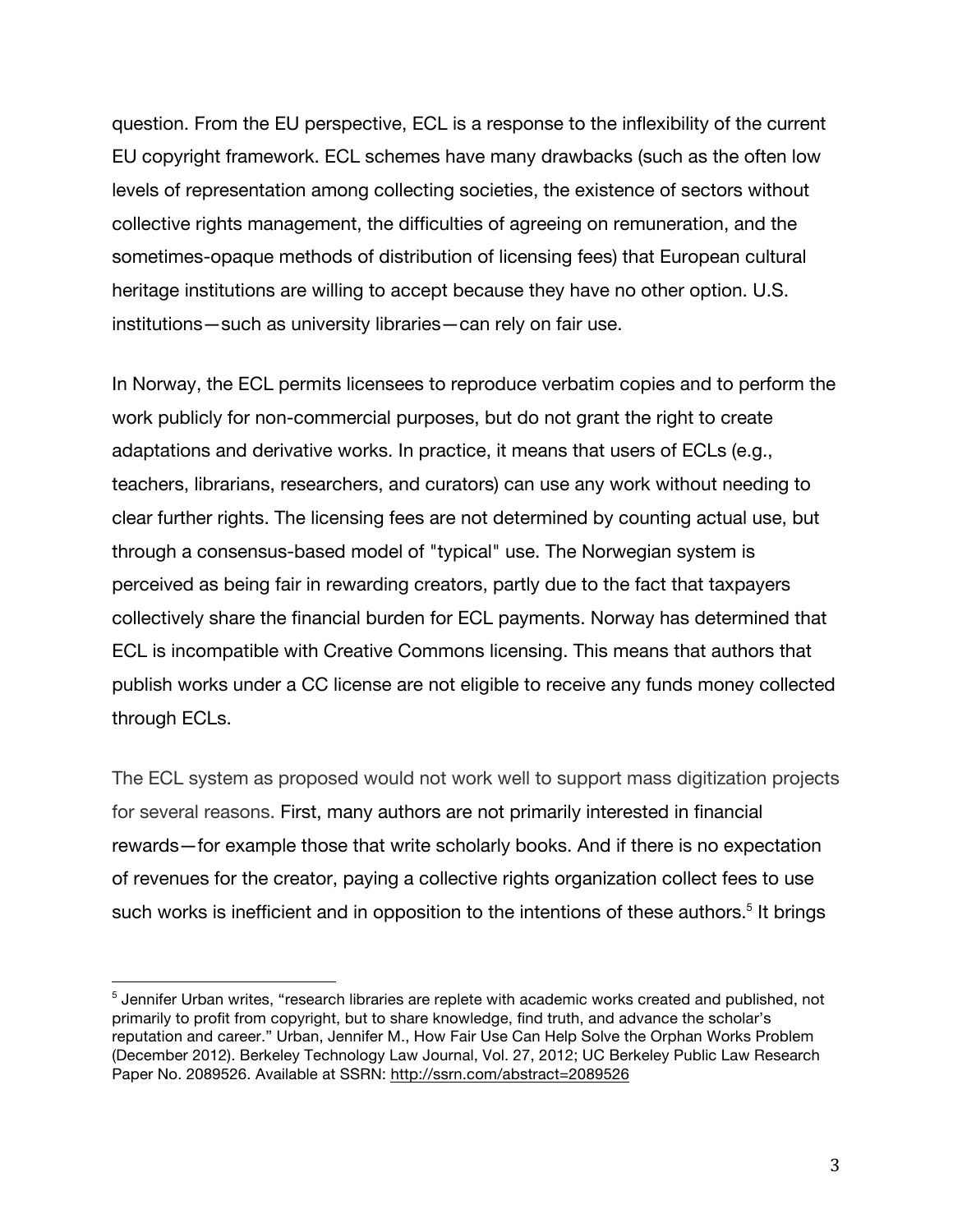question. From the EU perspective, ECL is a response to the inflexibility of the current EU copyright framework. ECL schemes have many drawbacks (such as the often low levels of representation among collecting societies, the existence of sectors without collective rights management, the difficulties of agreeing on remuneration, and the sometimes-opaque methods of distribution of licensing fees) that European cultural heritage institutions are willing to accept because they have no other option. U.S. institutions—such as university libraries—can rely on fair use.

In Norway, the ECL permits licensees to reproduce verbatim copies and to perform the work publicly for non-commercial purposes, but do not grant the right to create adaptations and derivative works. In practice, it means that users of ECLs (e.g., teachers, librarians, researchers, and curators) can use any work without needing to clear further rights. The licensing fees are not determined by counting actual use, but through a consensus-based model of "typical" use. The Norwegian system is perceived as being fair in rewarding creators, partly due to the fact that taxpayers collectively share the financial burden for ECL payments. Norway has determined that ECL is incompatible with Creative Commons licensing. This means that authors that publish works under a CC license are not eligible to receive any funds money collected through ECLs.

The ECL system as proposed would not work well to support mass digitization projects for several reasons. First, many authors are not primarily interested in financial rewards—for example those that write scholarly books. And if there is no expectation of revenues for the creator, paying a collective rights organization collect fees to use such works is inefficient and in opposition to the intentions of these authors.[5] It brings

[5] Jennifer Urban writes, "research libraries are replete with academic works created and published, not primarily to profit from copyright, but to share knowledge, find truth, and advance the scholar's reputation and career." Urban, Jennifer M., How Fair Use Can Help Solve the Orphan Works Problem (December 2012). Berkeley Technology Law Journal, Vol. 27, 2012; UC Berkeley Public Law Research Paper No. 2089526. Available at SSRN: http://ssrn.com/abstract=2089526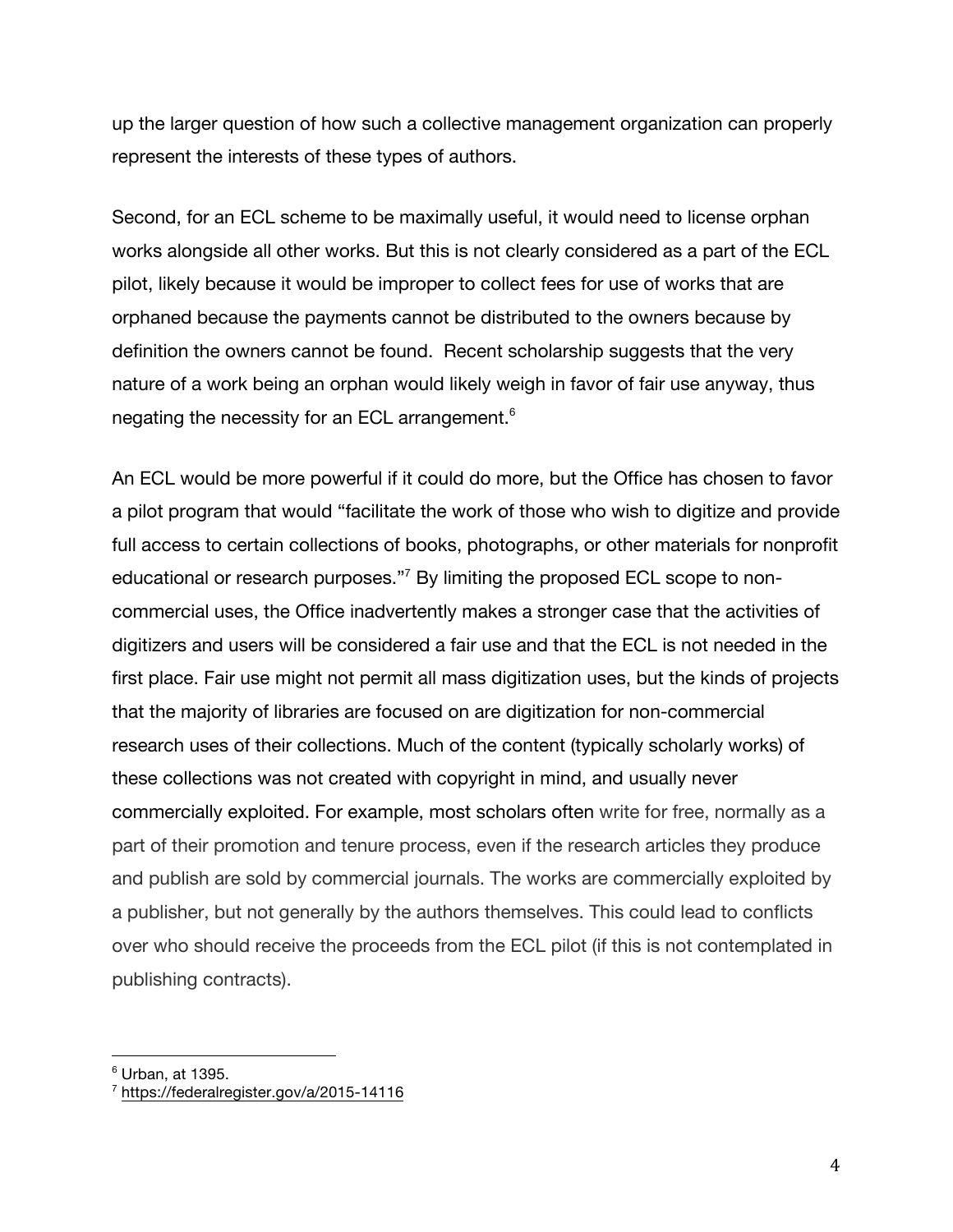up the larger question of how such a collective management organization can properly represent the interests of these types of authors.

Second, for an ECL scheme to be maximally useful, it would need to license orphan works alongside all other works. But this is not clearly considered as a part of the ECL pilot, likely because it would be improper to collect fees for use of works that are orphaned because the payments cannot be distributed to the owners because by definition the owners cannot be found. Recent scholarship suggests that the very nature of a work being an orphan would likely weigh in favor of fair use anyway, thus negating the necessity for an ECL arrangement.[6]

An ECL would be more powerful if it could do more, but the Office has chosen to favor a pilot program that would "facilitate the work of those who wish to digitize and provide full access to certain collections of books, photographs, or other materials for nonprofit educational or research purposes."[7] By limiting the proposed ECL scope to non-commercial uses, the Office inadvertently makes a stronger case that the activities of digitizers and users will be considered a fair use and that the ECL is not needed in the first place. Fair use might not permit all mass digitization uses, but the kinds of projects that the majority of libraries are focused on are digitization for non-commercial research uses of their collections. Much of the content (typically scholarly works) of these collections was not created with copyright in mind, and usually never commercially exploited. For example, most scholars often write for free, normally as a part of their promotion and tenure process, even if the research articles they produce and publish are sold by commercial journals. The works are commercially exploited by a publisher, but not generally by the authors themselves. This could lead to conflicts over who should receive the proceeds from the ECL pilot (if this is not contemplated in publishing contracts).

---

[6] Urban, at 1395.

[7] https://federalregister.gov/a/2015-14116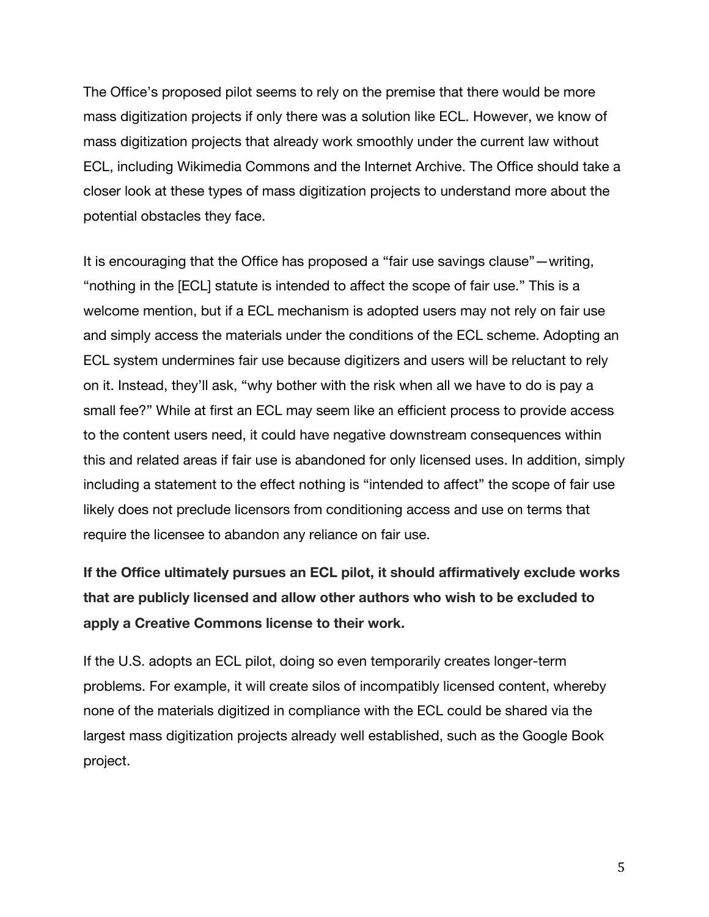The Office's proposed pilot seems to rely on the premise that there would be more mass digitization projects if only there was a solution like ECL. However, we know of mass digitization projects that already work smoothly under the current law without ECL, including Wikimedia Commons and the Internet Archive. The Office should take a closer look at these types of mass digitization projects to understand more about the potential obstacles they face.

It is encouraging that the Office has proposed a "fair use savings clause"—writing, "nothing in the [ECL] statute is intended to affect the scope of fair use." This is a welcome mention, but if a ECL mechanism is adopted users may not rely on fair use and simply access the materials under the conditions of the ECL scheme. Adopting an ECL system undermines fair use because digitizers and users will be reluctant to rely on it. Instead, they'll ask, "why bother with the risk when all we have to do is pay a small fee?" While at first an ECL may seem like an efficient process to provide access to the content users need, it could have negative downstream consequences within this and related areas if fair use is abandoned for only licensed uses. In addition, simply including a statement to the effect nothing is "intended to affect" the scope of fair use likely does not preclude licensors from conditioning access and use on terms that require the licensee to abandon any reliance on fair use.

**If the Office ultimately pursues an ECL pilot, it should affirmatively exclude works that are publicly licensed and allow other authors who wish to be excluded to apply a Creative Commons license to their work.**

If the U.S. adopts an ECL pilot, doing so even temporarily creates longer-term problems. For example, it will create silos of incompatibly licensed content, whereby none of the materials digitized in compliance with the ECL could be shared via the largest mass digitization projects already well established, such as the Google Book project.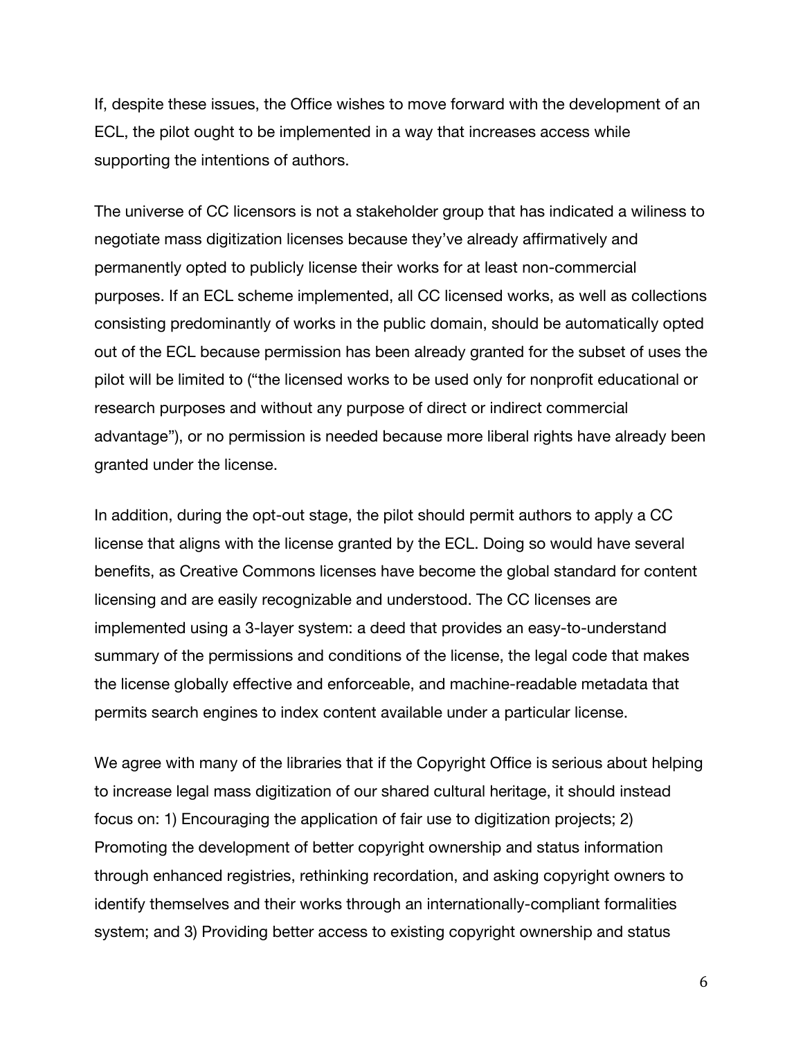If, despite these issues, the Office wishes to move forward with the development of an ECL, the pilot ought to be implemented in a way that increases access while supporting the intentions of authors.

The universe of CC licensors is not a stakeholder group that has indicated a wiliness to negotiate mass digitization licenses because they've already affirmatively and permanently opted to publicly license their works for at least non-commercial purposes. If an ECL scheme implemented, all CC licensed works, as well as collections consisting predominantly of works in the public domain, should be automatically opted out of the ECL because permission has been already granted for the subset of uses the pilot will be limited to ("the licensed works to be used only for nonprofit educational or research purposes and without any purpose of direct or indirect commercial advantage"), or no permission is needed because more liberal rights have already been granted under the license.

In addition, during the opt-out stage, the pilot should permit authors to apply a CC license that aligns with the license granted by the ECL. Doing so would have several benefits, as Creative Commons licenses have become the global standard for content licensing and are easily recognizable and understood. The CC licenses are implemented using a 3-layer system: a deed that provides an easy-to-understand summary of the permissions and conditions of the license, the legal code that makes the license globally effective and enforceable, and machine-readable metadata that permits search engines to index content available under a particular license.

We agree with many of the libraries that if the Copyright Office is serious about helping to increase legal mass digitization of our shared cultural heritage, it should instead focus on: 1) Encouraging the application of fair use to digitization projects; 2) Promoting the development of better copyright ownership and status information through enhanced registries, rethinking recordation, and asking copyright owners to identify themselves and their works through an internationally-compliant formalities system; and 3) Providing better access to existing copyright ownership and status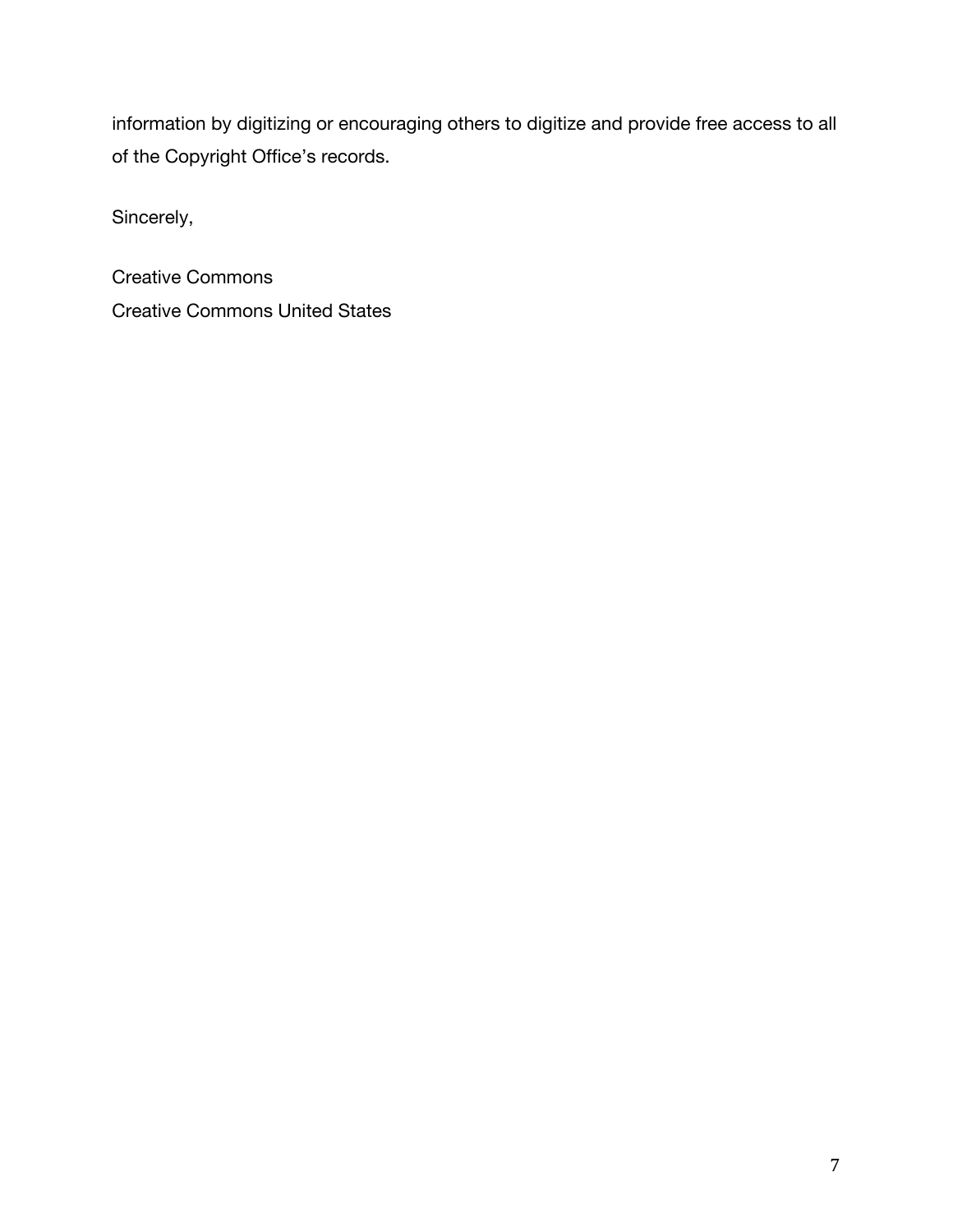information by digitizing or encouraging others to digitize and provide free access to all of the Copyright Office's records.

Sincerely,

Creative Commons
Creative Commons United States